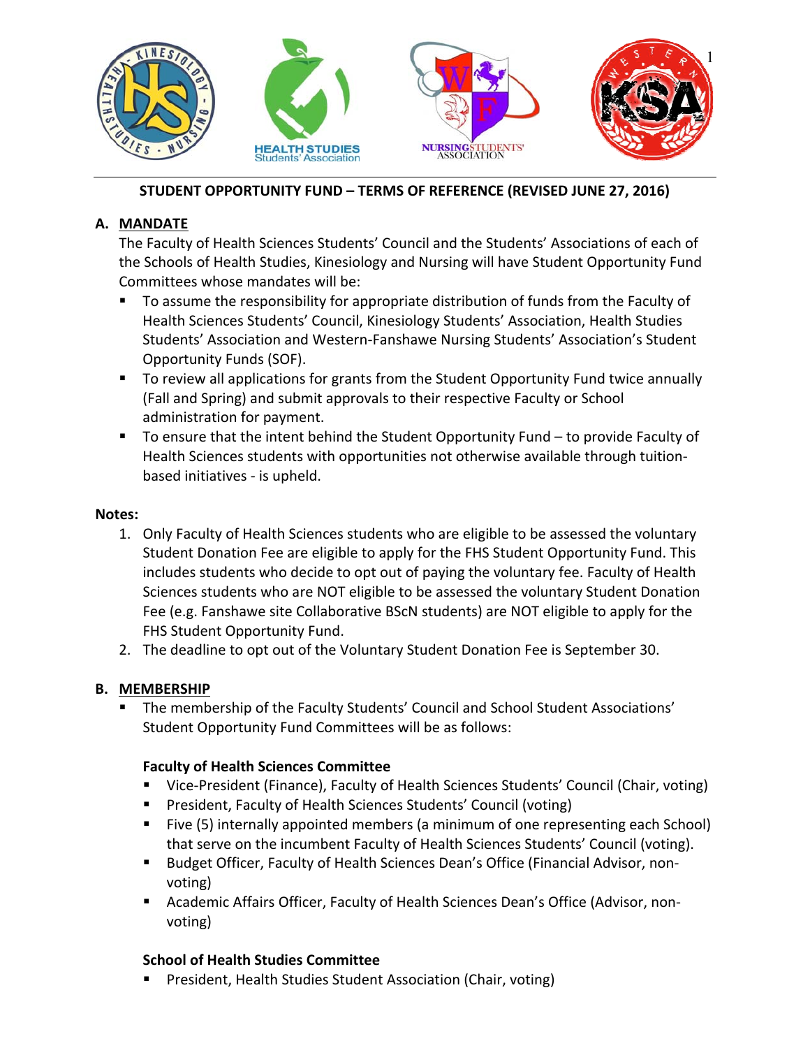## STUDENT OPPORTUNITY FUND – TERMS OF REFERENCE (REVISED JUNE 27, 2016)

### A. MANDATE

The Faculty of Health Sciences Students' Council and the Students' Associations of each of the Schools of Health Studies, Kinesiology and Nursing will have Student Opportunity Fund Committees whose mandates will be:

- To assume the responsibility for appropriate distribution of funds from the Faculty of Health Sciences Students' Council, Kinesiology Students' Association, Health Studies Students' Association and Western-Fanshawe Nursing Students' Association's Student Opportunity Funds (SOF).
- To review all applications for grants from the Student Opportunity Fund twice annually (Fall and Spring) and submit approvals to their respective Faculty or School administration for payment.
- To ensure that the intent behind the Student Opportunity Fund – to provide Faculty of Health Sciences students with opportunities not otherwise available through tuition-based initiatives - is upheld.

**Notes:**

1. Only Faculty of Health Sciences students who are eligible to be assessed the voluntary Student Donation Fee are eligible to apply for the FHS Student Opportunity Fund. This includes students who decide to opt out of paying the voluntary fee. Faculty of Health Sciences students who are NOT eligible to be assessed the voluntary Student Donation Fee (e.g. Fanshawe site Collaborative BScN students) are NOT eligible to apply for the FHS Student Opportunity Fund.
2. The deadline to opt out of the Voluntary Student Donation Fee is September 30.

### B. MEMBERSHIP

- The membership of the Faculty Students' Council and School Student Associations' Student Opportunity Fund Committees will be as follows:

**Faculty of Health Sciences Committee**

- Vice-President (Finance), Faculty of Health Sciences Students' Council (Chair, voting)
- President, Faculty of Health Sciences Students' Council (voting)
- Five (5) internally appointed members (a minimum of one representing each School) that serve on the incumbent Faculty of Health Sciences Students' Council (voting).
- Budget Officer, Faculty of Health Sciences Dean's Office (Financial Advisor, non-voting)
- Academic Affairs Officer, Faculty of Health Sciences Dean's Office (Advisor, non-voting)

**School of Health Studies Committee**

- President, Health Studies Student Association (Chair, voting)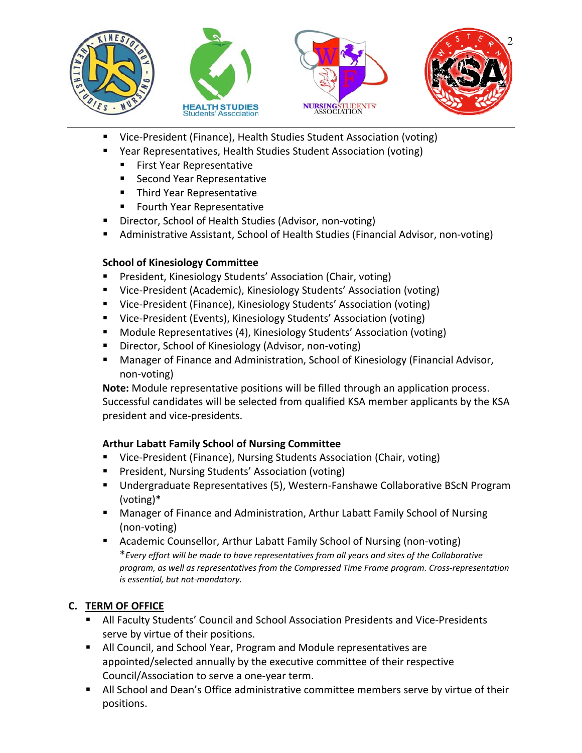- Vice-President (Finance), Health Studies Student Association (voting)
- Year Representatives, Health Studies Student Association (voting)
  - First Year Representative
  - Second Year Representative
  - Third Year Representative
  - Fourth Year Representative
- Director, School of Health Studies (Advisor, non-voting)
- Administrative Assistant, School of Health Studies (Financial Advisor, non-voting)

**School of Kinesiology Committee**

- President, Kinesiology Students' Association (Chair, voting)
- Vice-President (Academic), Kinesiology Students' Association (voting)
- Vice-President (Finance), Kinesiology Students' Association (voting)
- Vice-President (Events), Kinesiology Students' Association (voting)
- Module Representatives (4), Kinesiology Students' Association (voting)
- Director, School of Kinesiology (Advisor, non-voting)
- Manager of Finance and Administration, School of Kinesiology (Financial Advisor, non-voting)

**Note:** Module representative positions will be filled through an application process. Successful candidates will be selected from qualified KSA member applicants by the KSA president and vice-presidents.

**Arthur Labatt Family School of Nursing Committee**

- Vice-President (Finance), Nursing Students Association (Chair, voting)
- President, Nursing Students' Association (voting)
- Undergraduate Representatives (5), Western-Fanshawe Collaborative BScN Program (voting)*
- Manager of Finance and Administration, Arthur Labatt Family School of Nursing (non-voting)
- Academic Counsellor, Arthur Labatt Family School of Nursing (non-voting)

  *\*Every effort will be made to have representatives from all years and sites of the Collaborative program, as well as representatives from the Compressed Time Frame program. Cross-representation is essential, but not-mandatory.*

## C. TERM OF OFFICE

- All Faculty Students' Council and School Association Presidents and Vice-Presidents serve by virtue of their positions.
- All Council, and School Year, Program and Module representatives are appointed/selected annually by the executive committee of their respective Council/Association to serve a one-year term.
- All School and Dean's Office administrative committee members serve by virtue of their positions.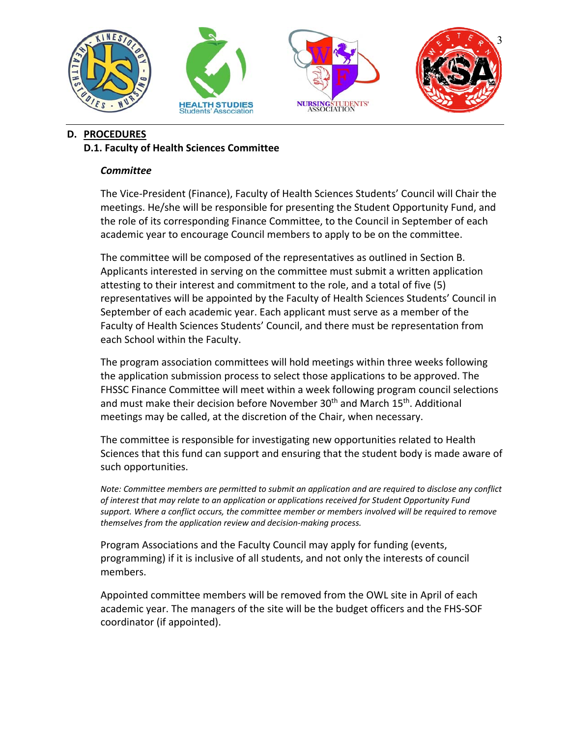## D. PROCEDURES

### D.1. Faculty of Health Sciences Committee

***Committee***

The Vice-President (Finance), Faculty of Health Sciences Students' Council will Chair the meetings. He/she will be responsible for presenting the Student Opportunity Fund, and the role of its corresponding Finance Committee, to the Council in September of each academic year to encourage Council members to apply to be on the committee.

The committee will be composed of the representatives as outlined in Section B. Applicants interested in serving on the committee must submit a written application attesting to their interest and commitment to the role, and a total of five (5) representatives will be appointed by the Faculty of Health Sciences Students' Council in September of each academic year. Each applicant must serve as a member of the Faculty of Health Sciences Students' Council, and there must be representation from each School within the Faculty.

The program association committees will hold meetings within three weeks following the application submission process to select those applications to be approved. The FHSSC Finance Committee will meet within a week following program council selections and must make their decision before November 30th and March 15th. Additional meetings may be called, at the discretion of the Chair, when necessary.

The committee is responsible for investigating new opportunities related to Health Sciences that this fund can support and ensuring that the student body is made aware of such opportunities.

*Note: Committee members are permitted to submit an application and are required to disclose any conflict of interest that may relate to an application or applications received for Student Opportunity Fund support. Where a conflict occurs, the committee member or members involved will be required to remove themselves from the application review and decision-making process.*

Program Associations and the Faculty Council may apply for funding (events, programming) if it is inclusive of all students, and not only the interests of council members.

Appointed committee members will be removed from the OWL site in April of each academic year. The managers of the site will be the budget officers and the FHS-SOF coordinator (if appointed).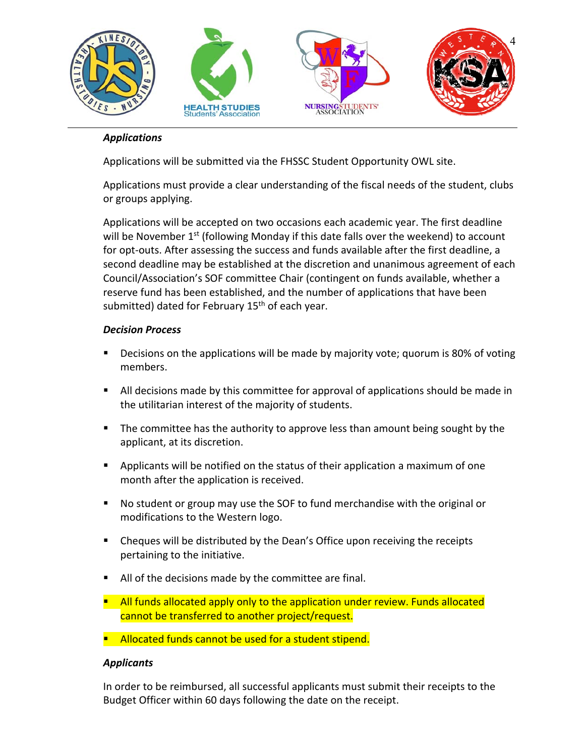### *Applications*

Applications will be submitted via the FHSSC Student Opportunity OWL site.

Applications must provide a clear understanding of the fiscal needs of the student, clubs or groups applying.

Applications will be accepted on two occasions each academic year. The first deadline will be November 1st (following Monday if this date falls over the weekend) to account for opt-outs. After assessing the success and funds available after the first deadline, a second deadline may be established at the discretion and unanimous agreement of each Council/Association's SOF committee Chair (contingent on funds available, whether a reserve fund has been established, and the number of applications that have been submitted) dated for February 15th of each year.

### *Decision Process*

- Decisions on the applications will be made by majority vote; quorum is 80% of voting members.
- All decisions made by this committee for approval of applications should be made in the utilitarian interest of the majority of students.
- The committee has the authority to approve less than amount being sought by the applicant, at its discretion.
- Applicants will be notified on the status of their application a maximum of one month after the application is received.
- No student or group may use the SOF to fund merchandise with the original or modifications to the Western logo.
- Cheques will be distributed by the Dean's Office upon receiving the receipts pertaining to the initiative.
- All of the decisions made by the committee are final.
- All funds allocated apply only to the application under review. Funds allocated cannot be transferred to another project/request.
- Allocated funds cannot be used for a student stipend.

### *Applicants*

In order to be reimbursed, all successful applicants must submit their receipts to the Budget Officer within 60 days following the date on the receipt.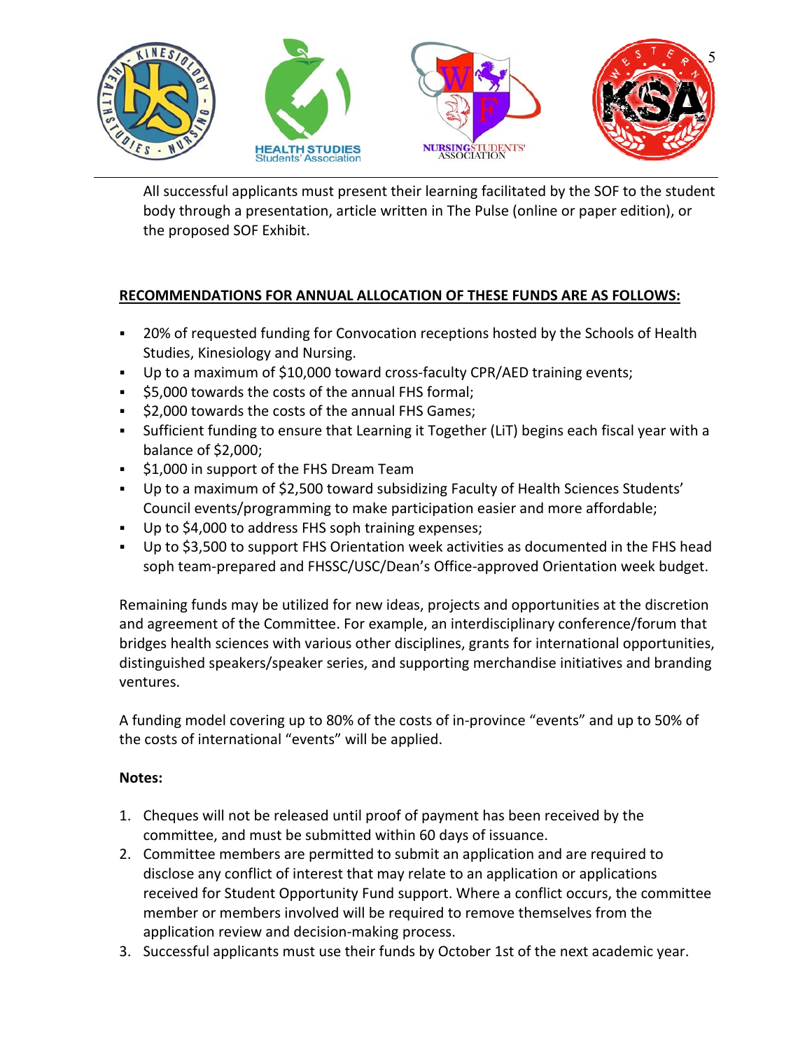All successful applicants must present their learning facilitated by the SOF to the student body through a presentation, article written in The Pulse (online or paper edition), or the proposed SOF Exhibit.

**RECOMMENDATIONS FOR ANNUAL ALLOCATION OF THESE FUNDS ARE AS FOLLOWS:**

- 20% of requested funding for Convocation receptions hosted by the Schools of Health Studies, Kinesiology and Nursing.
- Up to a maximum of $10,000 toward cross-faculty CPR/AED training events;
- $5,000 towards the costs of the annual FHS formal;
- $2,000 towards the costs of the annual FHS Games;
- Sufficient funding to ensure that Learning it Together (LiT) begins each fiscal year with a balance of $2,000;
- $1,000 in support of the FHS Dream Team
- Up to a maximum of $2,500 toward subsidizing Faculty of Health Sciences Students' Council events/programming to make participation easier and more affordable;
- Up to $4,000 to address FHS soph training expenses;
- Up to $3,500 to support FHS Orientation week activities as documented in the FHS head soph team-prepared and FHSSC/USC/Dean's Office-approved Orientation week budget.

Remaining funds may be utilized for new ideas, projects and opportunities at the discretion and agreement of the Committee. For example, an interdisciplinary conference/forum that bridges health sciences with various other disciplines, grants for international opportunities, distinguished speakers/speaker series, and supporting merchandise initiatives and branding ventures.

A funding model covering up to 80% of the costs of in-province "events" and up to 50% of the costs of international "events" will be applied.

**Notes:**

1. Cheques will not be released until proof of payment has been received by the committee, and must be submitted within 60 days of issuance.
2. Committee members are permitted to submit an application and are required to disclose any conflict of interest that may relate to an application or applications received for Student Opportunity Fund support. Where a conflict occurs, the committee member or members involved will be required to remove themselves from the application review and decision-making process.
3. Successful applicants must use their funds by October 1st of the next academic year.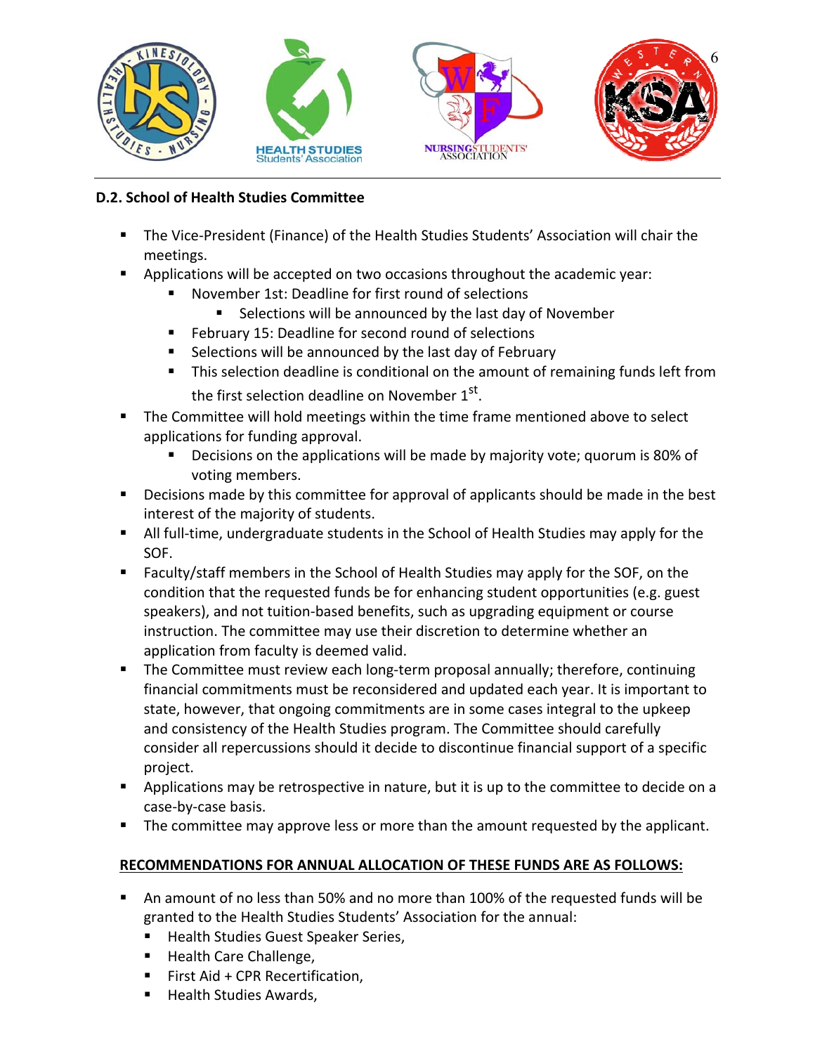## D.2. School of Health Studies Committee

- The Vice-President (Finance) of the Health Studies Students' Association will chair the meetings.
- Applications will be accepted on two occasions throughout the academic year:
  - November 1st: Deadline for first round of selections
    - Selections will be announced by the last day of November
  - February 15: Deadline for second round of selections
  - Selections will be announced by the last day of February
  - This selection deadline is conditional on the amount of remaining funds left from the first selection deadline on November 1st.
- The Committee will hold meetings within the time frame mentioned above to select applications for funding approval.
  - Decisions on the applications will be made by majority vote; quorum is 80% of voting members.
- Decisions made by this committee for approval of applicants should be made in the best interest of the majority of students.
- All full-time, undergraduate students in the School of Health Studies may apply for the SOF.
- Faculty/staff members in the School of Health Studies may apply for the SOF, on the condition that the requested funds be for enhancing student opportunities (e.g. guest speakers), and not tuition-based benefits, such as upgrading equipment or course instruction. The committee may use their discretion to determine whether an application from faculty is deemed valid.
- The Committee must review each long-term proposal annually; therefore, continuing financial commitments must be reconsidered and updated each year. It is important to state, however, that ongoing commitments are in some cases integral to the upkeep and consistency of the Health Studies program. The Committee should carefully consider all repercussions should it decide to discontinue financial support of a specific project.
- Applications may be retrospective in nature, but it is up to the committee to decide on a case-by-case basis.
- The committee may approve less or more than the amount requested by the applicant.

**RECOMMENDATIONS FOR ANNUAL ALLOCATION OF THESE FUNDS ARE AS FOLLOWS:**

- An amount of no less than 50% and no more than 100% of the requested funds will be granted to the Health Studies Students' Association for the annual:
  - Health Studies Guest Speaker Series,
  - Health Care Challenge,
  - First Aid + CPR Recertification,
  - Health Studies Awards,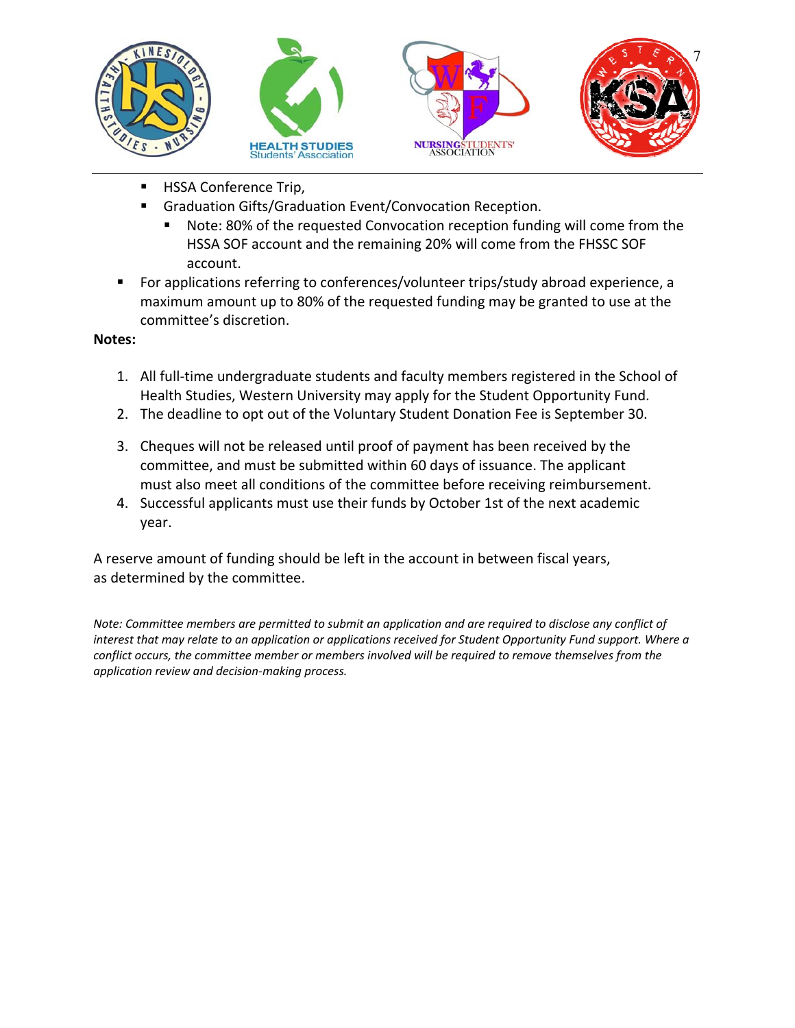- HSSA Conference Trip,
- Graduation Gifts/Graduation Event/Convocation Reception.
  - Note: 80% of the requested Convocation reception funding will come from the HSSA SOF account and the remaining 20% will come from the FHSSC SOF account.
- For applications referring to conferences/volunteer trips/study abroad experience, a maximum amount up to 80% of the requested funding may be granted to use at the committee's discretion.

**Notes:**

1. All full-time undergraduate students and faculty members registered in the School of Health Studies, Western University may apply for the Student Opportunity Fund.
2. The deadline to opt out of the Voluntary Student Donation Fee is September 30.
3. Cheques will not be released until proof of payment has been received by the committee, and must be submitted within 60 days of issuance. The applicant must also meet all conditions of the committee before receiving reimbursement.
4. Successful applicants must use their funds by October 1st of the next academic year.

A reserve amount of funding should be left in the account in between fiscal years, as determined by the committee.

*Note: Committee members are permitted to submit an application and are required to disclose any conflict of interest that may relate to an application or applications received for Student Opportunity Fund support. Where a conflict occurs, the committee member or members involved will be required to remove themselves from the application review and decision-making process.*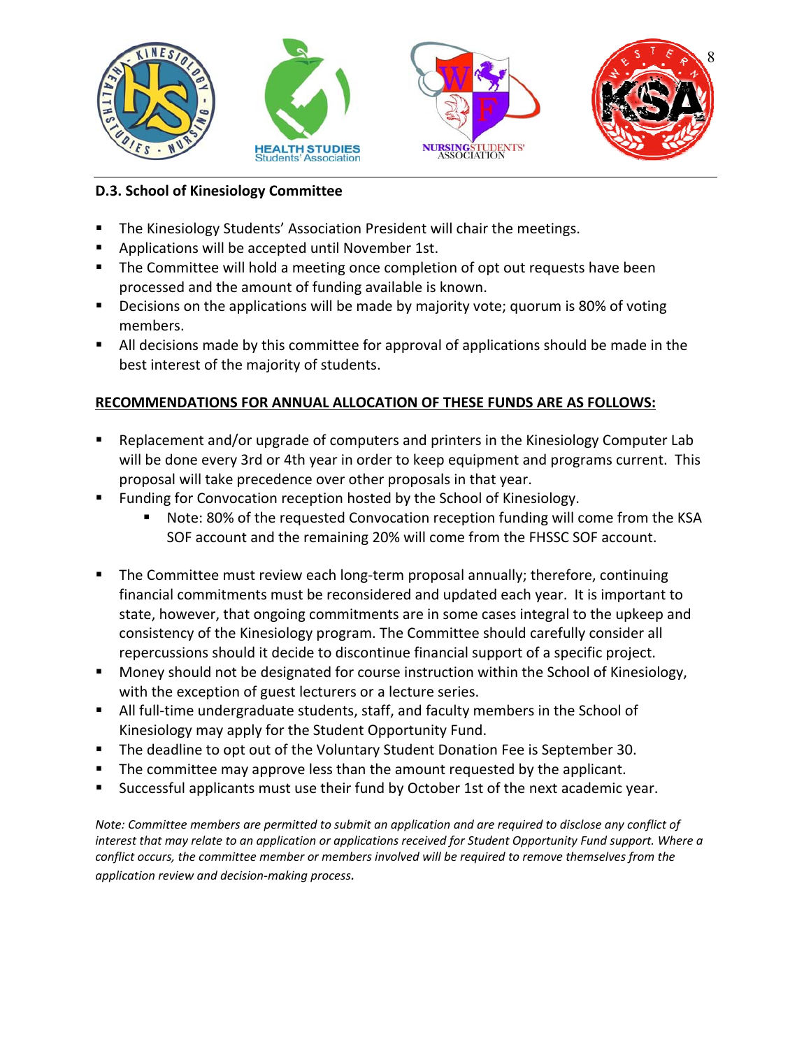### D.3. School of Kinesiology Committee

- The Kinesiology Students' Association President will chair the meetings.
- Applications will be accepted until November 1st.
- The Committee will hold a meeting once completion of opt out requests have been processed and the amount of funding available is known.
- Decisions on the applications will be made by majority vote; quorum is 80% of voting members.
- All decisions made by this committee for approval of applications should be made in the best interest of the majority of students.

**RECOMMENDATIONS FOR ANNUAL ALLOCATION OF THESE FUNDS ARE AS FOLLOWS:**

- Replacement and/or upgrade of computers and printers in the Kinesiology Computer Lab will be done every 3rd or 4th year in order to keep equipment and programs current. This proposal will take precedence over other proposals in that year.
- Funding for Convocation reception hosted by the School of Kinesiology.
  - Note: 80% of the requested Convocation reception funding will come from the KSA SOF account and the remaining 20% will come from the FHSSC SOF account.
- The Committee must review each long-term proposal annually; therefore, continuing financial commitments must be reconsidered and updated each year. It is important to state, however, that ongoing commitments are in some cases integral to the upkeep and consistency of the Kinesiology program. The Committee should carefully consider all repercussions should it decide to discontinue financial support of a specific project.
- Money should not be designated for course instruction within the School of Kinesiology, with the exception of guest lecturers or a lecture series.
- All full-time undergraduate students, staff, and faculty members in the School of Kinesiology may apply for the Student Opportunity Fund.
- The deadline to opt out of the Voluntary Student Donation Fee is September 30.
- The committee may approve less than the amount requested by the applicant.
- Successful applicants must use their fund by October 1st of the next academic year.

*Note: Committee members are permitted to submit an application and are required to disclose any conflict of interest that may relate to an application or applications received for Student Opportunity Fund support. Where a conflict occurs, the committee member or members involved will be required to remove themselves from the application review and decision-making process.*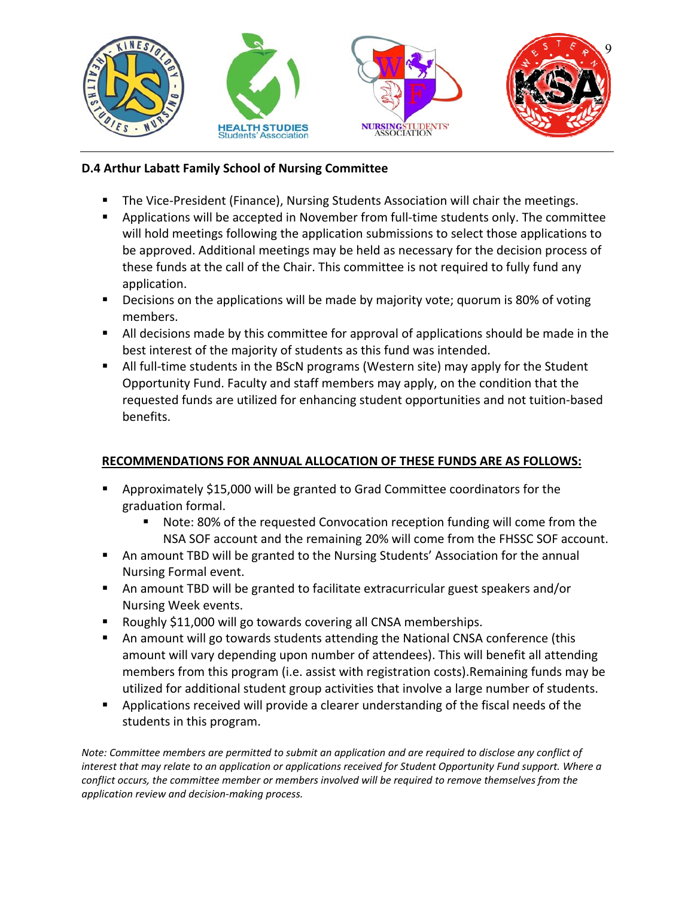### D.4 Arthur Labatt Family School of Nursing Committee

- The Vice-President (Finance), Nursing Students Association will chair the meetings.
- Applications will be accepted in November from full-time students only. The committee will hold meetings following the application submissions to select those applications to be approved. Additional meetings may be held as necessary for the decision process of these funds at the call of the Chair. This committee is not required to fully fund any application.
- Decisions on the applications will be made by majority vote; quorum is 80% of voting members.
- All decisions made by this committee for approval of applications should be made in the best interest of the majority of students as this fund was intended.
- All full-time students in the BScN programs (Western site) may apply for the Student Opportunity Fund. Faculty and staff members may apply, on the condition that the requested funds are utilized for enhancing student opportunities and not tuition-based benefits.

**RECOMMENDATIONS FOR ANNUAL ALLOCATION OF THESE FUNDS ARE AS FOLLOWS:**

- Approximately $15,000 will be granted to Grad Committee coordinators for the graduation formal.
  - Note: 80% of the requested Convocation reception funding will come from the NSA SOF account and the remaining 20% will come from the FHSSC SOF account.
- An amount TBD will be granted to the Nursing Students' Association for the annual Nursing Formal event.
- An amount TBD will be granted to facilitate extracurricular guest speakers and/or Nursing Week events.
- Roughly $11,000 will go towards covering all CNSA memberships.
- An amount will go towards students attending the National CNSA conference (this amount will vary depending upon number of attendees). This will benefit all attending members from this program (i.e. assist with registration costs).Remaining funds may be utilized for additional student group activities that involve a large number of students.
- Applications received will provide a clearer understanding of the fiscal needs of the students in this program.

*Note: Committee members are permitted to submit an application and are required to disclose any conflict of interest that may relate to an application or applications received for Student Opportunity Fund support. Where a conflict occurs, the committee member or members involved will be required to remove themselves from the application review and decision-making process.*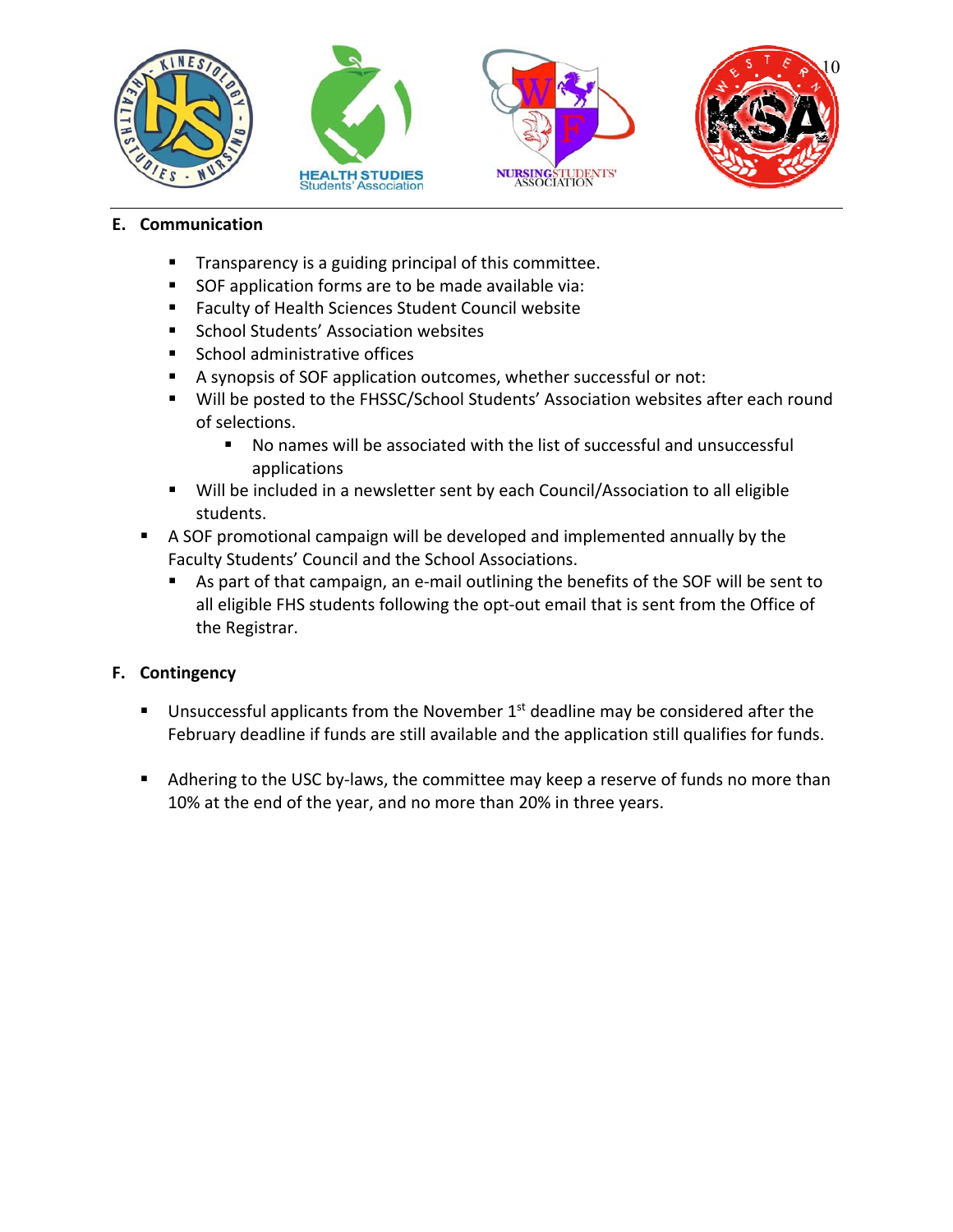## E. Communication

- Transparency is a guiding principal of this committee.
- SOF application forms are to be made available via:
- Faculty of Health Sciences Student Council website
- School Students' Association websites
- School administrative offices
- A synopsis of SOF application outcomes, whether successful or not:
- Will be posted to the FHSSC/School Students' Association websites after each round of selections.
  - No names will be associated with the list of successful and unsuccessful applications
- Will be included in a newsletter sent by each Council/Association to all eligible students.

- A SOF promotional campaign will be developed and implemented annually by the Faculty Students' Council and the School Associations.
  - As part of that campaign, an e-mail outlining the benefits of the SOF will be sent to all eligible FHS students following the opt-out email that is sent from the Office of the Registrar.

## F. Contingency

- Unsuccessful applicants from the November 1st deadline may be considered after the February deadline if funds are still available and the application still qualifies for funds.

- Adhering to the USC by-laws, the committee may keep a reserve of funds no more than 10% at the end of the year, and no more than 20% in three years.